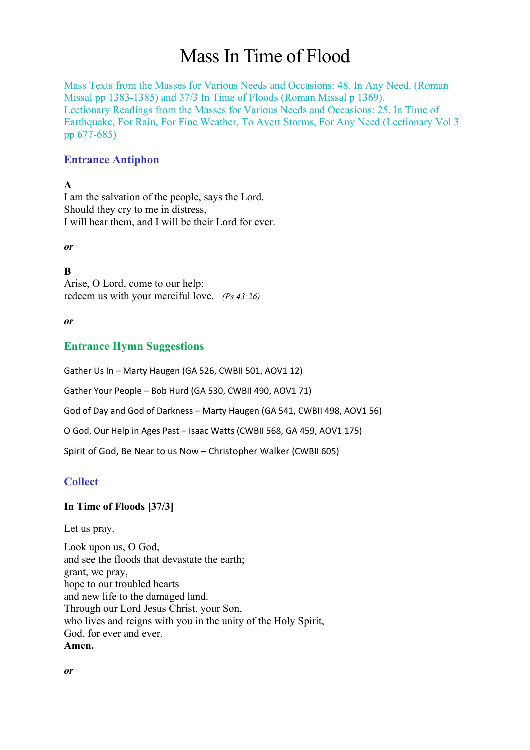# Mass In Time of Flood

Mass Texts from the Masses for Various Needs and Occasions: 48. In Any Need. (Roman Missal pp 1383-1385) and 37/3 In Time of Floods (Roman Missal p 1369).
Lectionary Readings from the Masses for Various Needs and Occasions: 25. In Time of Earthquake, For Rain, For Fine Weather, To Avert Storms, For Any Need (Lectionary Vol 3 pp 677-685)

## Entrance Antiphon

**A**
I am the salvation of the people, says the Lord.
Should they cry to me in distress,
I will hear them, and I will be their Lord for ever.

***or***

**B**
Arise, O Lord, come to our help;
redeem us with your merciful love. *(Ps 43:26)*

***or***

## Entrance Hymn Suggestions

Gather Us In – Marty Haugen (GA 526, CWBII 501, AOV1 12)

Gather Your People – Bob Hurd (GA 530, CWBII 490, AOV1 71)

God of Day and God of Darkness – Marty Haugen (GA 541, CWBII 498, AOV1 56)

O God, Our Help in Ages Past – Isaac Watts (CWBII 568, GA 459, AOV1 175)

Spirit of God, Be Near to us Now – Christopher Walker (CWBII 605)

## Collect

**In Time of Floods [37/3]**

Let us pray.

Look upon us, O God,
and see the floods that devastate the earth;
grant, we pray,
hope to our troubled hearts
and new life to the damaged land.
Through our Lord Jesus Christ, your Son,
who lives and reigns with you in the unity of the Holy Spirit,
God, for ever and ever.
**Amen.**

***or***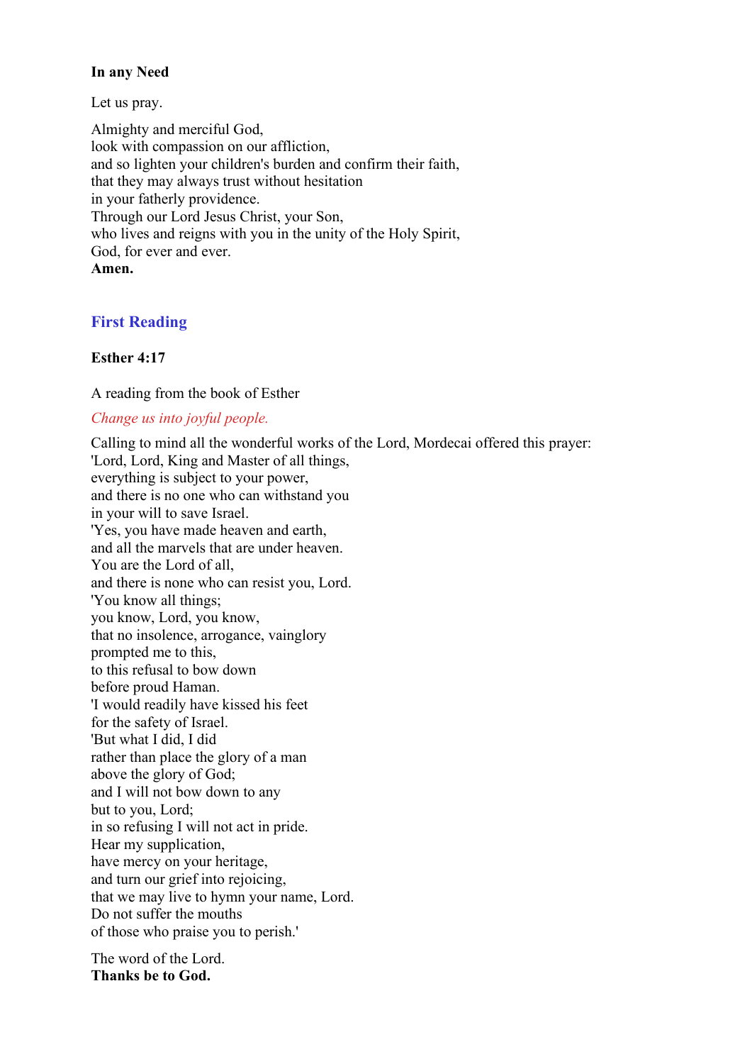**In any Need**

Let us pray.

Almighty and merciful God,
look with compassion on our affliction,
and so lighten your children's burden and confirm their faith,
that they may always trust without hesitation
in your fatherly providence.
Through our Lord Jesus Christ, your Son,
who lives and reigns with you in the unity of the Holy Spirit,
God, for ever and ever.
**Amen.**

## First Reading

**Esther 4:17**

A reading from the book of Esther

*Change us into joyful people.*

Calling to mind all the wonderful works of the Lord, Mordecai offered this prayer:
'Lord, Lord, King and Master of all things,
everything is subject to your power,
and there is no one who can withstand you
in your will to save Israel.
'Yes, you have made heaven and earth,
and all the marvels that are under heaven.
You are the Lord of all,
and there is none who can resist you, Lord.
'You know all things;
you know, Lord, you know,
that no insolence, arrogance, vainglory
prompted me to this,
to this refusal to bow down
before proud Haman.
'I would readily have kissed his feet
for the safety of Israel.
'But what I did, I did
rather than place the glory of a man
above the glory of God;
and I will not bow down to any
but to you, Lord;
in so refusing I will not act in pride.
Hear my supplication,
have mercy on your heritage,
and turn our grief into rejoicing,
that we may live to hymn your name, Lord.
Do not suffer the mouths
of those who praise you to perish.'

The word of the Lord.
**Thanks be to God.**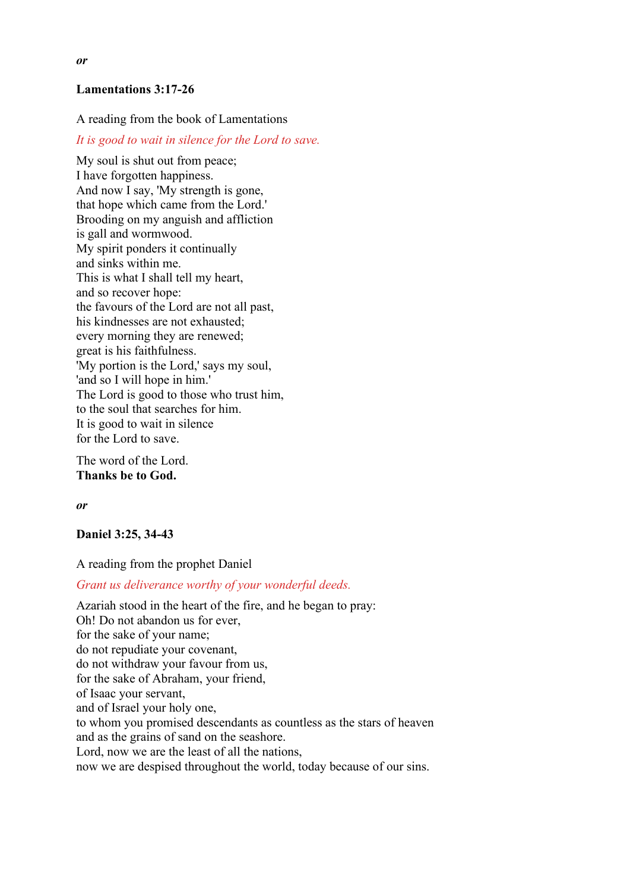***or***

**Lamentations 3:17-26**

A reading from the book of Lamentations

*It is good to wait in silence for the Lord to save.*

My soul is shut out from peace;
I have forgotten happiness.
And now I say, 'My strength is gone,
that hope which came from the Lord.'
Brooding on my anguish and affliction
is gall and wormwood.
My spirit ponders it continually
and sinks within me.
This is what I shall tell my heart,
and so recover hope:
the favours of the Lord are not all past,
his kindnesses are not exhausted;
every morning they are renewed;
great is his faithfulness.
'My portion is the Lord,' says my soul,
'and so I will hope in him.'
The Lord is good to those who trust him,
to the soul that searches for him.
It is good to wait in silence
for the Lord to save.

The word of the Lord.
**Thanks be to God.**

***or***

**Daniel 3:25, 34-43**

A reading from the prophet Daniel

*Grant us deliverance worthy of your wonderful deeds.*

Azariah stood in the heart of the fire, and he began to pray:
Oh! Do not abandon us for ever,
for the sake of your name;
do not repudiate your covenant,
do not withdraw your favour from us,
for the sake of Abraham, your friend,
of Isaac your servant,
and of Israel your holy one,
to whom you promised descendants as countless as the stars of heaven
and as the grains of sand on the seashore.
Lord, now we are the least of all the nations,
now we are despised throughout the world, today because of our sins.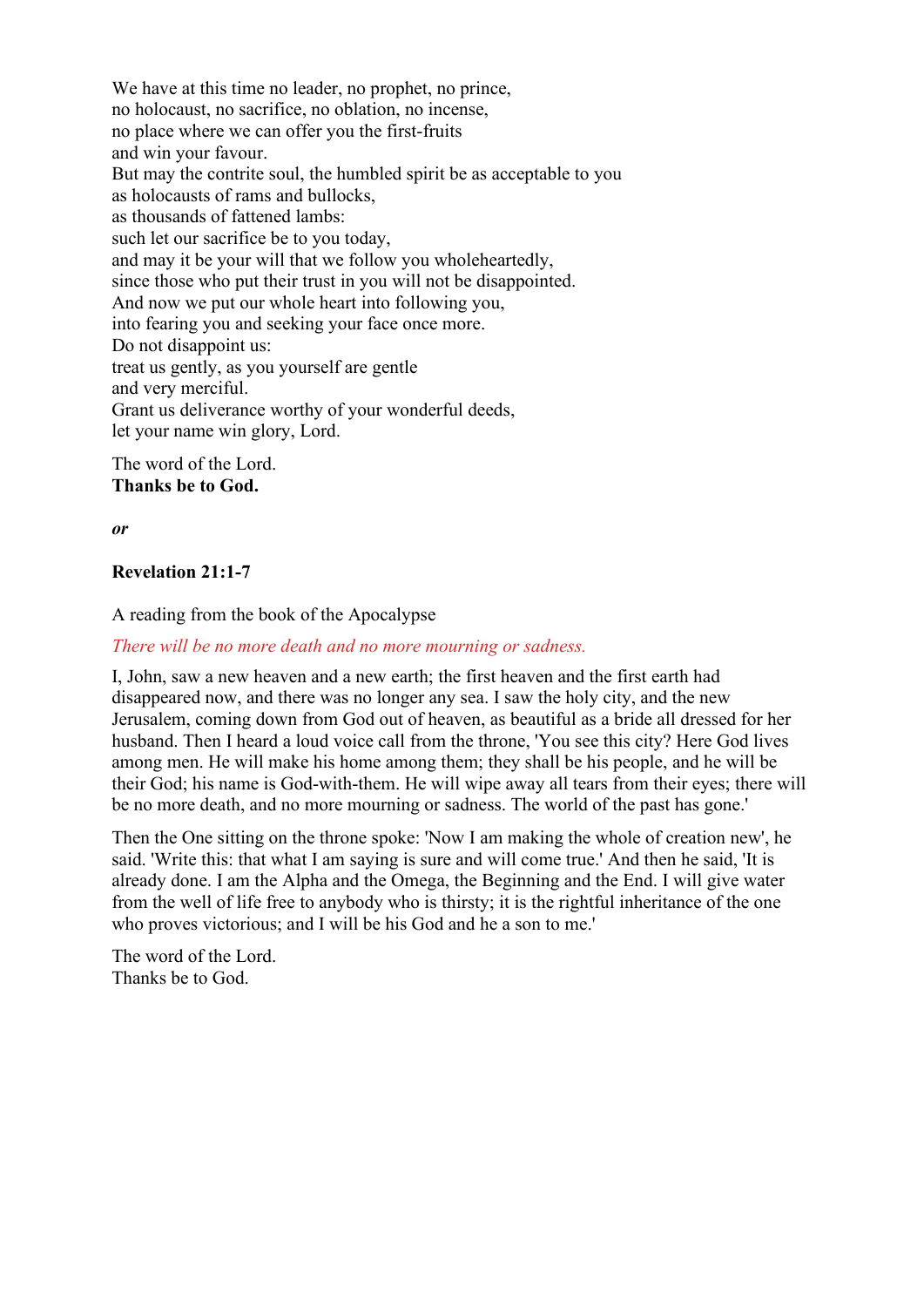We have at this time no leader, no prophet, no prince,
no holocaust, no sacrifice, no oblation, no incense,
no place where we can offer you the first-fruits
and win your favour.
But may the contrite soul, the humbled spirit be as acceptable to you
as holocausts of rams and bullocks,
as thousands of fattened lambs:
such let our sacrifice be to you today,
and may it be your will that we follow you wholeheartedly,
since those who put their trust in you will not be disappointed.
And now we put our whole heart into following you,
into fearing you and seeking your face once more.
Do not disappoint us:
treat us gently, as you yourself are gentle
and very merciful.
Grant us deliverance worthy of your wonderful deeds,
let your name win glory, Lord.

The word of the Lord.
**Thanks be to God.**

***or***

**Revelation 21:1-7**

A reading from the book of the Apocalypse

*There will be no more death and no more mourning or sadness.*

I, John, saw a new heaven and a new earth; the first heaven and the first earth had disappeared now, and there was no longer any sea. I saw the holy city, and the new Jerusalem, coming down from God out of heaven, as beautiful as a bride all dressed for her husband. Then I heard a loud voice call from the throne, 'You see this city? Here God lives among men. He will make his home among them; they shall be his people, and he will be their God; his name is God-with-them. He will wipe away all tears from their eyes; there will be no more death, and no more mourning or sadness. The world of the past has gone.'

Then the One sitting on the throne spoke: 'Now I am making the whole of creation new', he said. 'Write this: that what I am saying is sure and will come true.' And then he said, 'It is already done. I am the Alpha and the Omega, the Beginning and the End. I will give water from the well of life free to anybody who is thirsty; it is the rightful inheritance of the one who proves victorious; and I will be his God and he a son to me.'

The word of the Lord.
Thanks be to God.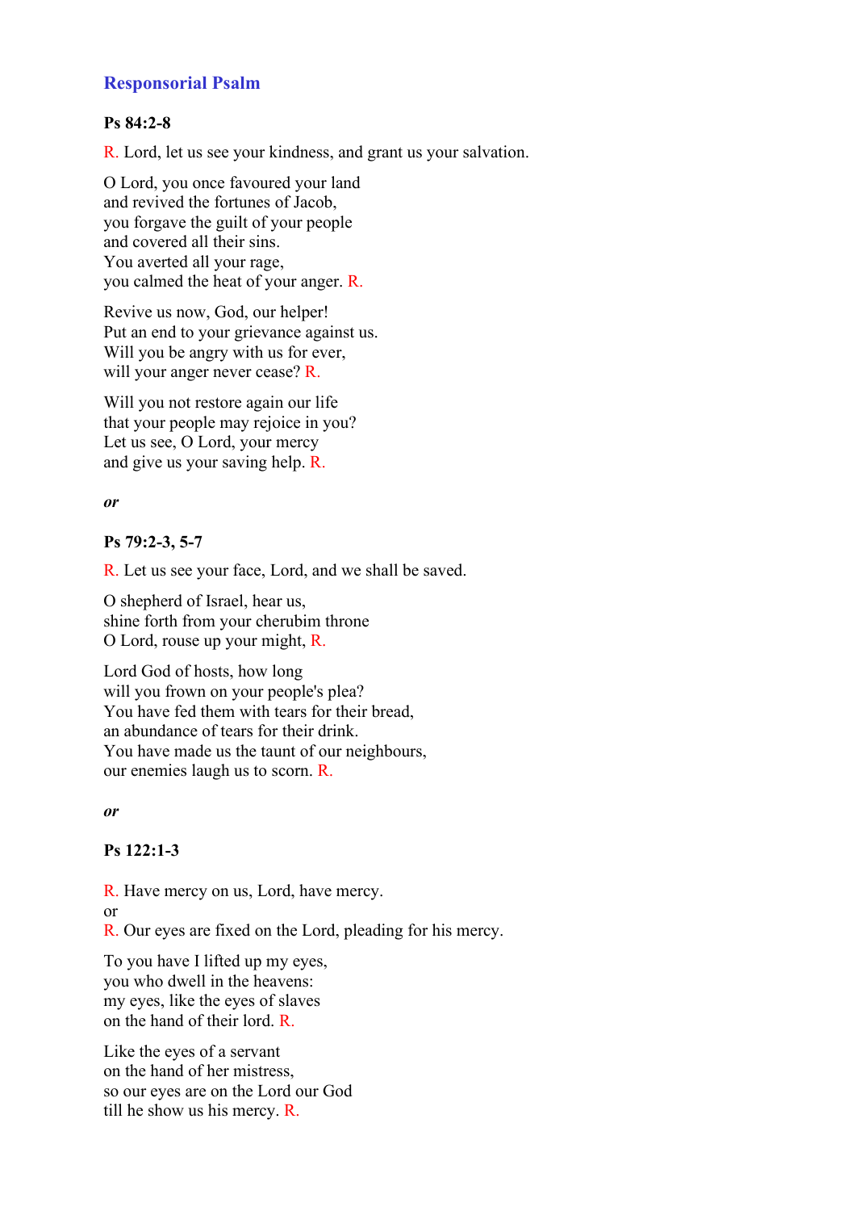## Responsorial Psalm

**Ps 84:2-8**

R. Lord, let us see your kindness, and grant us your salvation.

O Lord, you once favoured your land
and revived the fortunes of Jacob,
you forgave the guilt of your people
and covered all their sins.
You averted all your rage,
you calmed the heat of your anger. R.

Revive us now, God, our helper!
Put an end to your grievance against us.
Will you be angry with us for ever,
will your anger never cease? R.

Will you not restore again our life
that your people may rejoice in you?
Let us see, O Lord, your mercy
and give us your saving help. R.

***or***

**Ps 79:2-3, 5-7**

R. Let us see your face, Lord, and we shall be saved.

O shepherd of Israel, hear us,
shine forth from your cherubim throne
O Lord, rouse up your might, R.

Lord God of hosts, how long
will you frown on your people's plea?
You have fed them with tears for their bread,
an abundance of tears for their drink.
You have made us the taunt of our neighbours,
our enemies laugh us to scorn. R.

***or***

**Ps 122:1-3**

R. Have mercy on us, Lord, have mercy.
or
R. Our eyes are fixed on the Lord, pleading for his mercy.

To you have I lifted up my eyes,
you who dwell in the heavens:
my eyes, like the eyes of slaves
on the hand of their lord. R.

Like the eyes of a servant
on the hand of her mistress,
so our eyes are on the Lord our God
till he show us his mercy. R.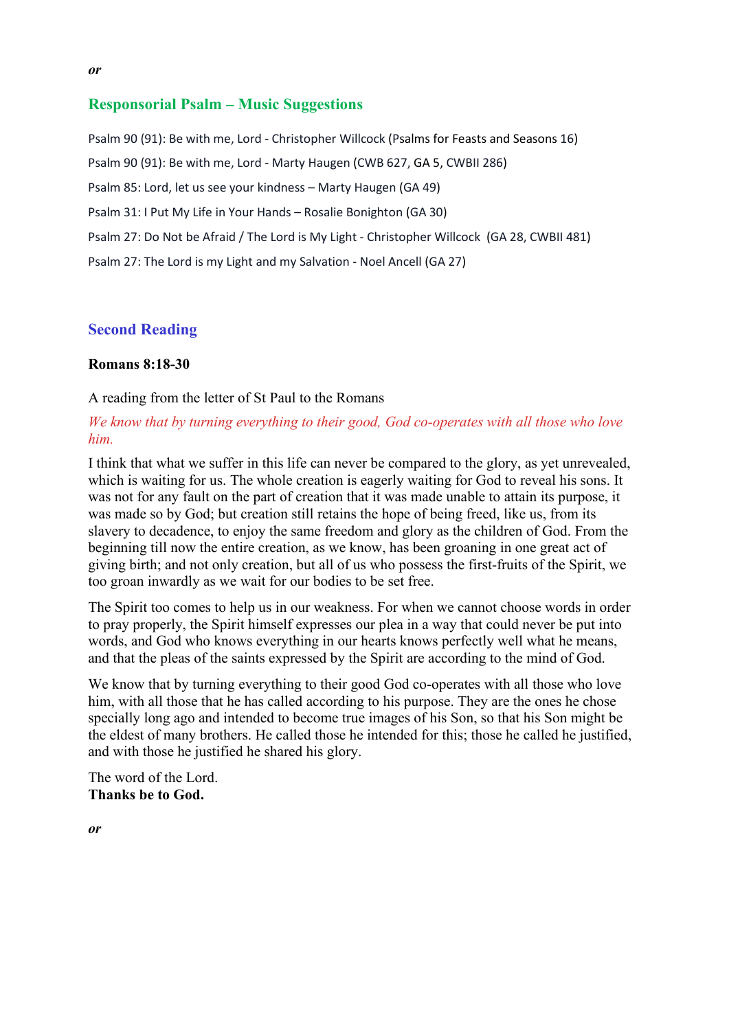***or***

## Responsorial Psalm – Music Suggestions

Psalm 90 (91): Be with me, Lord - Christopher Willcock (Psalms for Feasts and Seasons 16)

Psalm 90 (91): Be with me, Lord - Marty Haugen (CWB 627, GA 5, CWBII 286)

Psalm 85: Lord, let us see your kindness – Marty Haugen (GA 49)

Psalm 31: I Put My Life in Your Hands – Rosalie Bonighton (GA 30)

Psalm 27: Do Not be Afraid / The Lord is My Light - Christopher Willcock (GA 28, CWBII 481)

Psalm 27: The Lord is my Light and my Salvation - Noel Ancell (GA 27)

## Second Reading

**Romans 8:18-30**

A reading from the letter of St Paul to the Romans

*We know that by turning everything to their good, God co-operates with all those who love him.*

I think that what we suffer in this life can never be compared to the glory, as yet unrevealed, which is waiting for us. The whole creation is eagerly waiting for God to reveal his sons. It was not for any fault on the part of creation that it was made unable to attain its purpose, it was made so by God; but creation still retains the hope of being freed, like us, from its slavery to decadence, to enjoy the same freedom and glory as the children of God. From the beginning till now the entire creation, as we know, has been groaning in one great act of giving birth; and not only creation, but all of us who possess the first-fruits of the Spirit, we too groan inwardly as we wait for our bodies to be set free.

The Spirit too comes to help us in our weakness. For when we cannot choose words in order to pray properly, the Spirit himself expresses our plea in a way that could never be put into words, and God who knows everything in our hearts knows perfectly well what he means, and that the pleas of the saints expressed by the Spirit are according to the mind of God.

We know that by turning everything to their good God co-operates with all those who love him, with all those that he has called according to his purpose. They are the ones he chose specially long ago and intended to become true images of his Son, so that his Son might be the eldest of many brothers. He called those he intended for this; those he called he justified, and with those he justified he shared his glory.

The word of the Lord.  
**Thanks be to God.**

***or***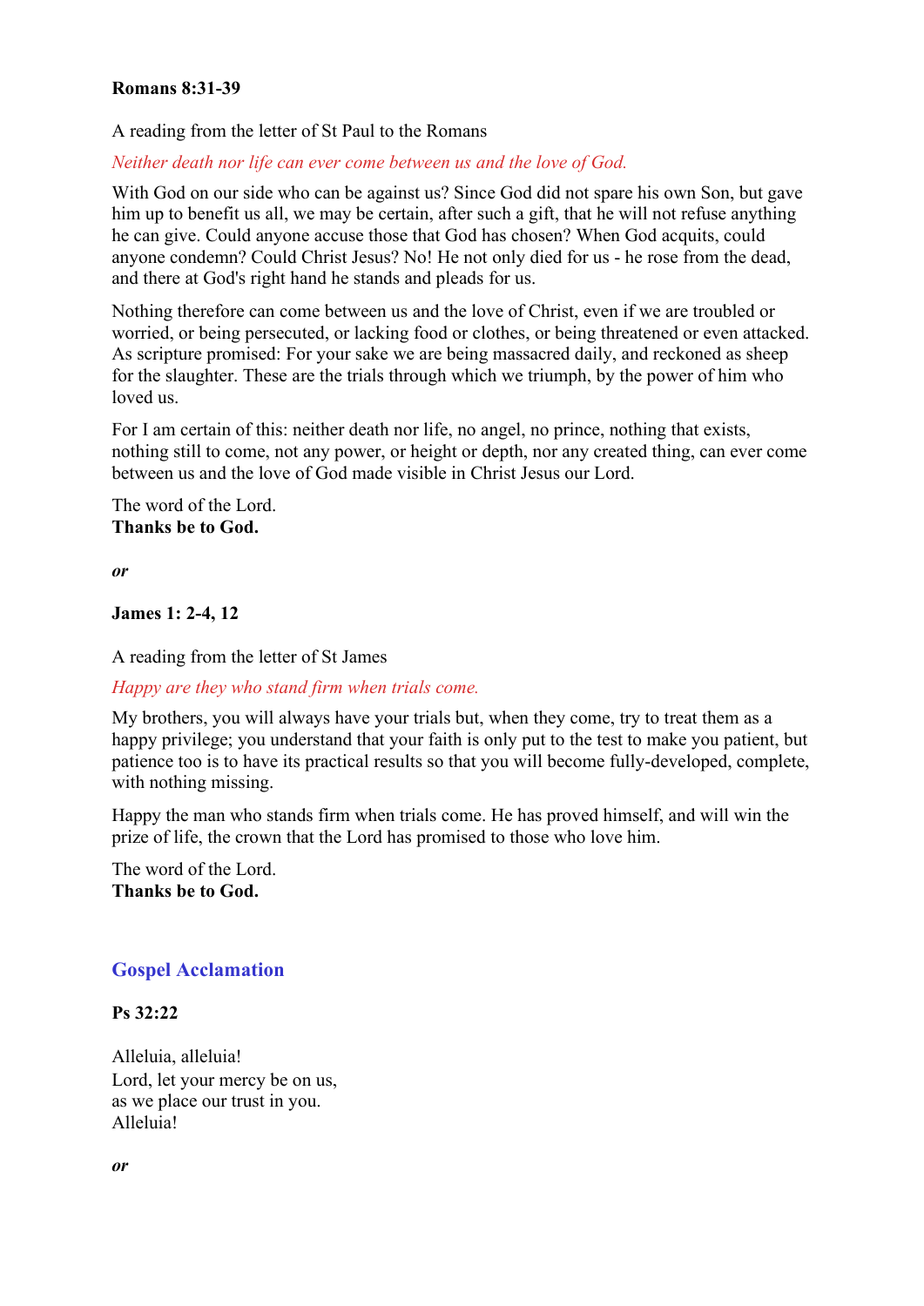**Romans 8:31-39**

A reading from the letter of St Paul to the Romans

*Neither death nor life can ever come between us and the love of God.*

With God on our side who can be against us? Since God did not spare his own Son, but gave him up to benefit us all, we may be certain, after such a gift, that he will not refuse anything he can give. Could anyone accuse those that God has chosen? When God acquits, could anyone condemn? Could Christ Jesus? No! He not only died for us - he rose from the dead, and there at God's right hand he stands and pleads for us.

Nothing therefore can come between us and the love of Christ, even if we are troubled or worried, or being persecuted, or lacking food or clothes, or being threatened or even attacked. As scripture promised: For your sake we are being massacred daily, and reckoned as sheep for the slaughter. These are the trials through which we triumph, by the power of him who loved us.

For I am certain of this: neither death nor life, no angel, no prince, nothing that exists, nothing still to come, not any power, or height or depth, nor any created thing, can ever come between us and the love of God made visible in Christ Jesus our Lord.

The word of the Lord.
**Thanks be to God.**

***or***

**James 1: 2-4, 12**

A reading from the letter of St James

*Happy are they who stand firm when trials come.*

My brothers, you will always have your trials but, when they come, try to treat them as a happy privilege; you understand that your faith is only put to the test to make you patient, but patience too is to have its practical results so that you will become fully-developed, complete, with nothing missing.

Happy the man who stands firm when trials come. He has proved himself, and will win the prize of life, the crown that the Lord has promised to those who love him.

The word of the Lord.
**Thanks be to God.**

## Gospel Acclamation

**Ps 32:22**

Alleluia, alleluia!
Lord, let your mercy be on us,
as we place our trust in you.
Alleluia!

***or***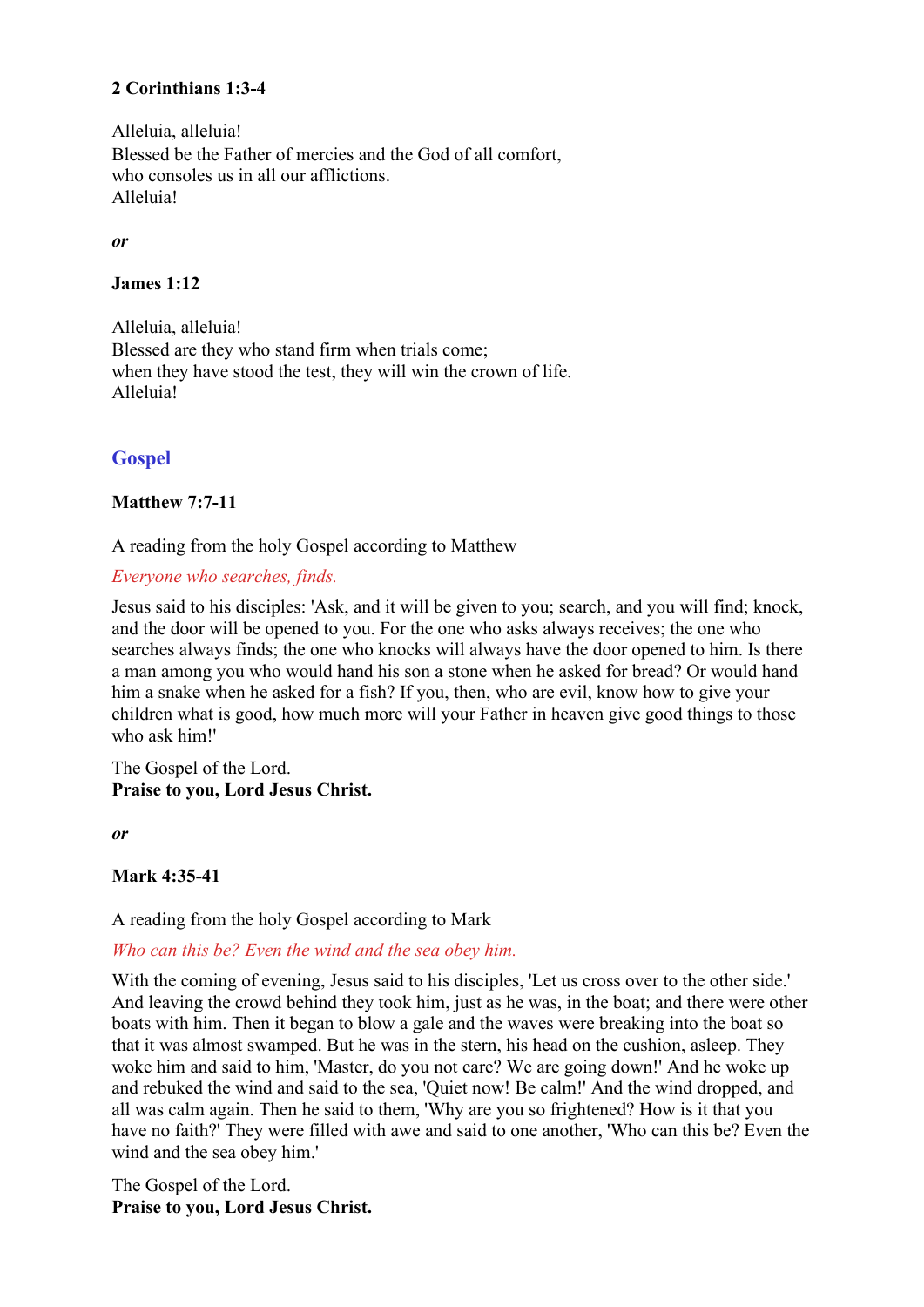**2 Corinthians 1:3-4**

Alleluia, alleluia!
Blessed be the Father of mercies and the God of all comfort,
who consoles us in all our afflictions.
Alleluia!

***or***

**James 1:12**

Alleluia, alleluia!
Blessed are they who stand firm when trials come;
when they have stood the test, they will win the crown of life.
Alleluia!

## Gospel

**Matthew 7:7-11**

A reading from the holy Gospel according to Matthew

*Everyone who searches, finds.*

Jesus said to his disciples: 'Ask, and it will be given to you; search, and you will find; knock, and the door will be opened to you. For the one who asks always receives; the one who searches always finds; the one who knocks will always have the door opened to him. Is there a man among you who would hand his son a stone when he asked for bread? Or would hand him a snake when he asked for a fish? If you, then, who are evil, know how to give your children what is good, how much more will your Father in heaven give good things to those who ask him!'

The Gospel of the Lord.
**Praise to you, Lord Jesus Christ.**

***or***

**Mark 4:35-41**

A reading from the holy Gospel according to Mark

*Who can this be? Even the wind and the sea obey him.*

With the coming of evening, Jesus said to his disciples, 'Let us cross over to the other side.' And leaving the crowd behind they took him, just as he was, in the boat; and there were other boats with him. Then it began to blow a gale and the waves were breaking into the boat so that it was almost swamped. But he was in the stern, his head on the cushion, asleep. They woke him and said to him, 'Master, do you not care? We are going down!' And he woke up and rebuked the wind and said to the sea, 'Quiet now! Be calm!' And the wind dropped, and all was calm again. Then he said to them, 'Why are you so frightened? How is it that you have no faith?' They were filled with awe and said to one another, 'Who can this be? Even the wind and the sea obey him.'

The Gospel of the Lord.
**Praise to you, Lord Jesus Christ.**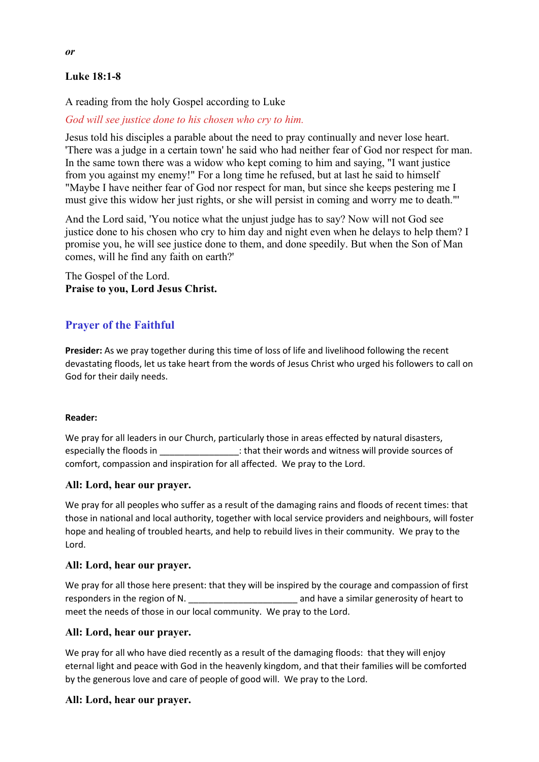***or***

**Luke 18:1-8**

A reading from the holy Gospel according to Luke

*God will see justice done to his chosen who cry to him.*

Jesus told his disciples a parable about the need to pray continually and never lose heart. 'There was a judge in a certain town' he said who had neither fear of God nor respect for man. In the same town there was a widow who kept coming to him and saying, "I want justice from you against my enemy!" For a long time he refused, but at last he said to himself "Maybe I have neither fear of God nor respect for man, but since she keeps pestering me I must give this widow her just rights, or she will persist in coming and worry me to death."'

And the Lord said, 'You notice what the unjust judge has to say? Now will not God see justice done to his chosen who cry to him day and night even when he delays to help them? I promise you, he will see justice done to them, and done speedily. But when the Son of Man comes, will he find any faith on earth?'

The Gospel of the Lord.
**Praise to you, Lord Jesus Christ.**

## Prayer of the Faithful

**Presider:** As we pray together during this time of loss of life and livelihood following the recent devastating floods, let us take heart from the words of Jesus Christ who urged his followers to call on God for their daily needs.

**Reader:**

We pray for all leaders in our Church, particularly those in areas effected by natural disasters, especially the floods in ________________: that their words and witness will provide sources of comfort, compassion and inspiration for all affected. We pray to the Lord.

**All: Lord, hear our prayer.**

We pray for all peoples who suffer as a result of the damaging rains and floods of recent times: that those in national and local authority, together with local service providers and neighbours, will foster hope and healing of troubled hearts, and help to rebuild lives in their community. We pray to the Lord.

**All: Lord, hear our prayer.**

We pray for all those here present: that they will be inspired by the courage and compassion of first responders in the region of N. ______________________ and have a similar generosity of heart to meet the needs of those in our local community. We pray to the Lord.

**All: Lord, hear our prayer.**

We pray for all who have died recently as a result of the damaging floods: that they will enjoy eternal light and peace with God in the heavenly kingdom, and that their families will be comforted by the generous love and care of people of good will. We pray to the Lord.

**All: Lord, hear our prayer.**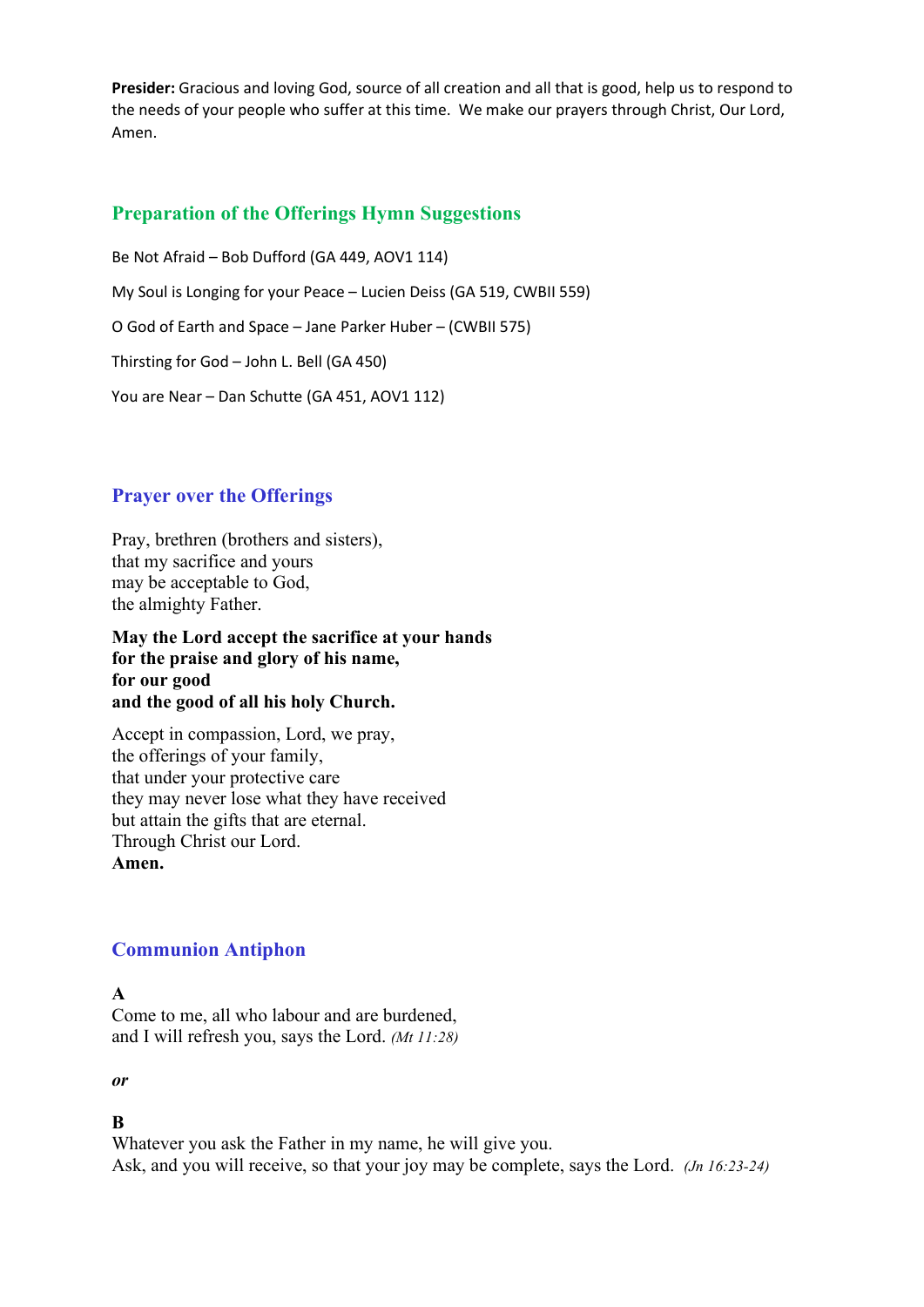**Presider:** Gracious and loving God, source of all creation and all that is good, help us to respond to the needs of your people who suffer at this time. We make our prayers through Christ, Our Lord, Amen.

## Preparation of the Offerings Hymn Suggestions

Be Not Afraid – Bob Dufford (GA 449, AOV1 114)

My Soul is Longing for your Peace – Lucien Deiss (GA 519, CWBII 559)

O God of Earth and Space – Jane Parker Huber – (CWBII 575)

Thirsting for God – John L. Bell (GA 450)

You are Near – Dan Schutte (GA 451, AOV1 112)

## Prayer over the Offerings

Pray, brethren (brothers and sisters),
that my sacrifice and yours
may be acceptable to God,
the almighty Father.

**May the Lord accept the sacrifice at your hands**
**for the praise and glory of his name,**
**for our good**
**and the good of all his holy Church.**

Accept in compassion, Lord, we pray,
the offerings of your family,
that under your protective care
they may never lose what they have received
but attain the gifts that are eternal.
Through Christ our Lord.
**Amen.**

## Communion Antiphon

**A**
Come to me, all who labour and are burdened,
and I will refresh you, says the Lord. *(Mt 11:28)*

***or***

**B**
Whatever you ask the Father in my name, he will give you.
Ask, and you will receive, so that your joy may be complete, says the Lord. *(Jn 16:23-24)*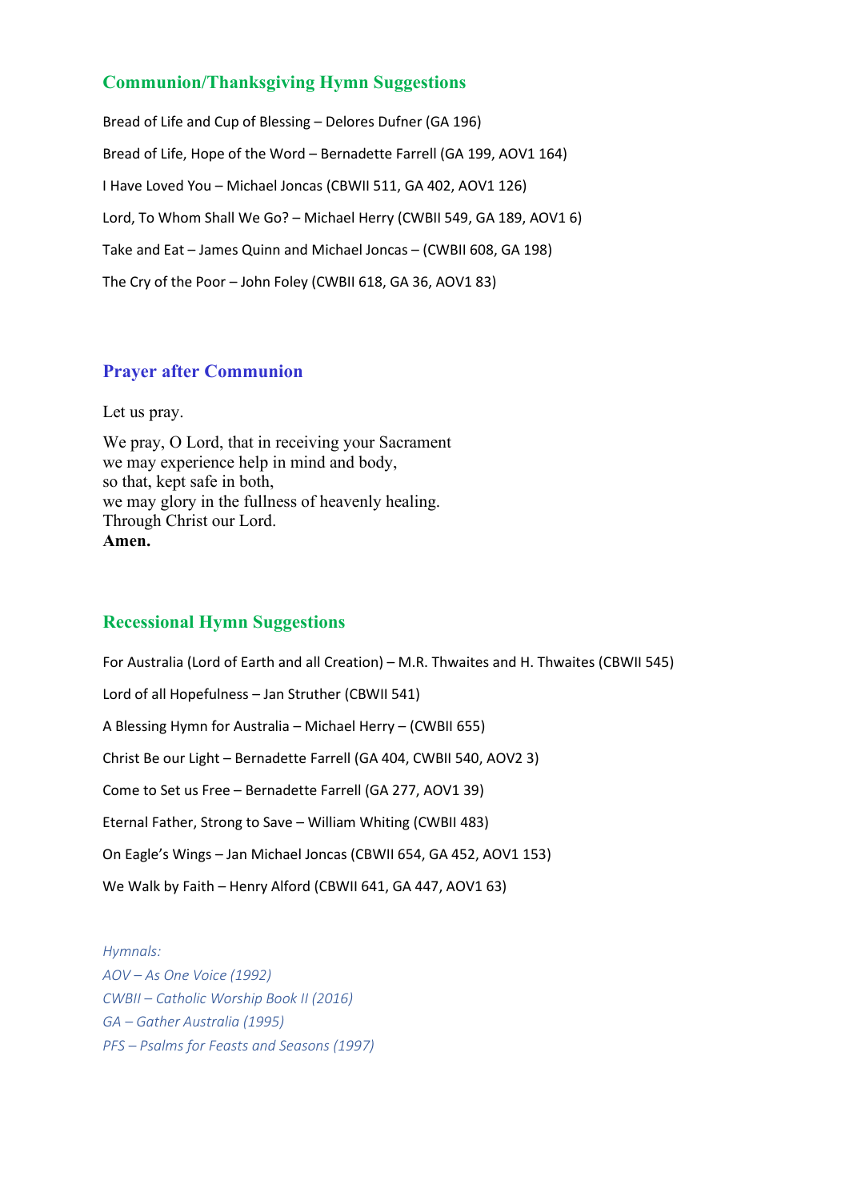## Communion/Thanksgiving Hymn Suggestions

Bread of Life and Cup of Blessing – Delores Dufner (GA 196)

Bread of Life, Hope of the Word – Bernadette Farrell (GA 199, AOV1 164)

I Have Loved You – Michael Joncas (CBWII 511, GA 402, AOV1 126)

Lord, To Whom Shall We Go? – Michael Herry (CWBII 549, GA 189, AOV1 6)

Take and Eat – James Quinn and Michael Joncas – (CWBII 608, GA 198)

The Cry of the Poor – John Foley (CWBII 618, GA 36, AOV1 83)

## Prayer after Communion

Let us pray.

We pray, O Lord, that in receiving your Sacrament
we may experience help in mind and body,
so that, kept safe in both,
we may glory in the fullness of heavenly healing.
Through Christ our Lord.
**Amen.**

## Recessional Hymn Suggestions

For Australia (Lord of Earth and all Creation) – M.R. Thwaites and H. Thwaites (CBWII 545)

Lord of all Hopefulness – Jan Struther (CBWII 541)

A Blessing Hymn for Australia – Michael Herry – (CWBII 655)

Christ Be our Light – Bernadette Farrell (GA 404, CWBII 540, AOV2 3)

Come to Set us Free – Bernadette Farrell (GA 277, AOV1 39)

Eternal Father, Strong to Save – William Whiting (CWBII 483)

On Eagle's Wings – Jan Michael Joncas (CBWII 654, GA 452, AOV1 153)

We Walk by Faith – Henry Alford (CWBII 641, GA 447, AOV1 63)

*Hymnals:*
*AOV – As One Voice (1992)*
*CWBII – Catholic Worship Book II (2016)*
*GA – Gather Australia (1995)*
*PFS – Psalms for Feasts and Seasons (1997)*